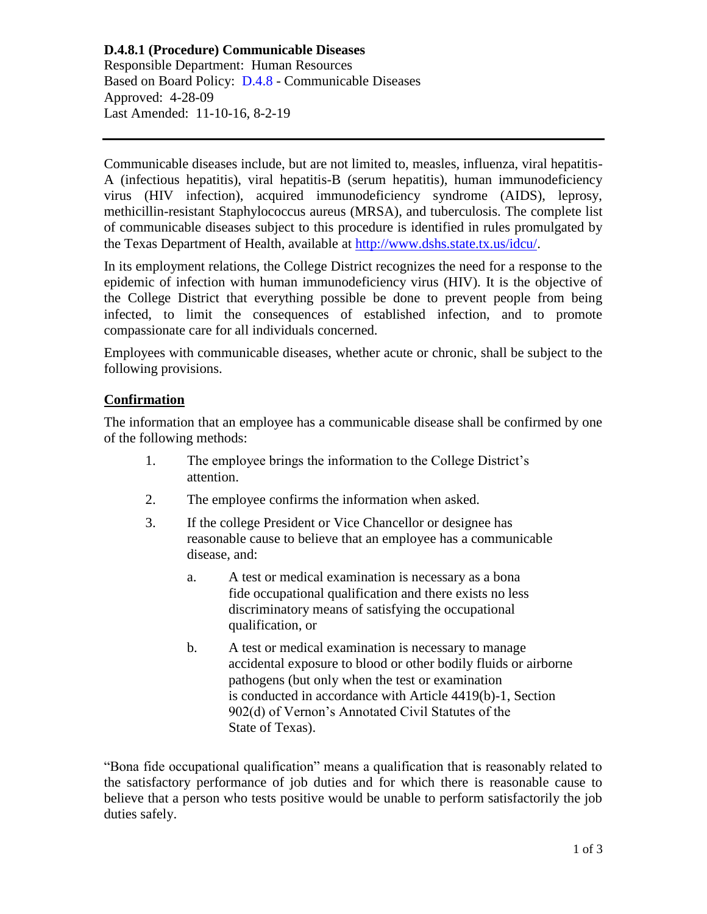**D.4.8.1 (Procedure) Communicable Diseases**
Responsible Department: Human Resources
Based on Board Policy: D.4.8 - Communicable Diseases
Approved: 4-28-09
Last Amended: 11-10-16, 8-2-19

---

Communicable diseases include, but are not limited to, measles, influenza, viral hepatitis-A (infectious hepatitis), viral hepatitis-B (serum hepatitis), human immunodeficiency virus (HIV infection), acquired immunodeficiency syndrome (AIDS), leprosy, methicillin-resistant Staphylococcus aureus (MRSA), and tuberculosis. The complete list of communicable diseases subject to this procedure is identified in rules promulgated by the Texas Department of Health, available at http://www.dshs.state.tx.us/idcu/.

In its employment relations, the College District recognizes the need for a response to the epidemic of infection with human immunodeficiency virus (HIV). It is the objective of the College District that everything possible be done to prevent people from being infected, to limit the consequences of established infection, and to promote compassionate care for all individuals concerned.

Employees with communicable diseases, whether acute or chronic, shall be subject to the following provisions.

## Confirmation

The information that an employee has a communicable disease shall be confirmed by one of the following methods:

1. The employee brings the information to the College District's attention.
2. The employee confirms the information when asked.
3. If the college President or Vice Chancellor or designee has reasonable cause to believe that an employee has a communicable disease, and:
   a. A test or medical examination is necessary as a bona fide occupational qualification and there exists no less discriminatory means of satisfying the occupational qualification, or
   b. A test or medical examination is necessary to manage accidental exposure to blood or other bodily fluids or airborne pathogens (but only when the test or examination is conducted in accordance with Article 4419(b)-1, Section 902(d) of Vernon's Annotated Civil Statutes of the State of Texas).

"Bona fide occupational qualification" means a qualification that is reasonably related to the satisfactory performance of job duties and for which there is reasonable cause to believe that a person who tests positive would be unable to perform satisfactorily the job duties safely.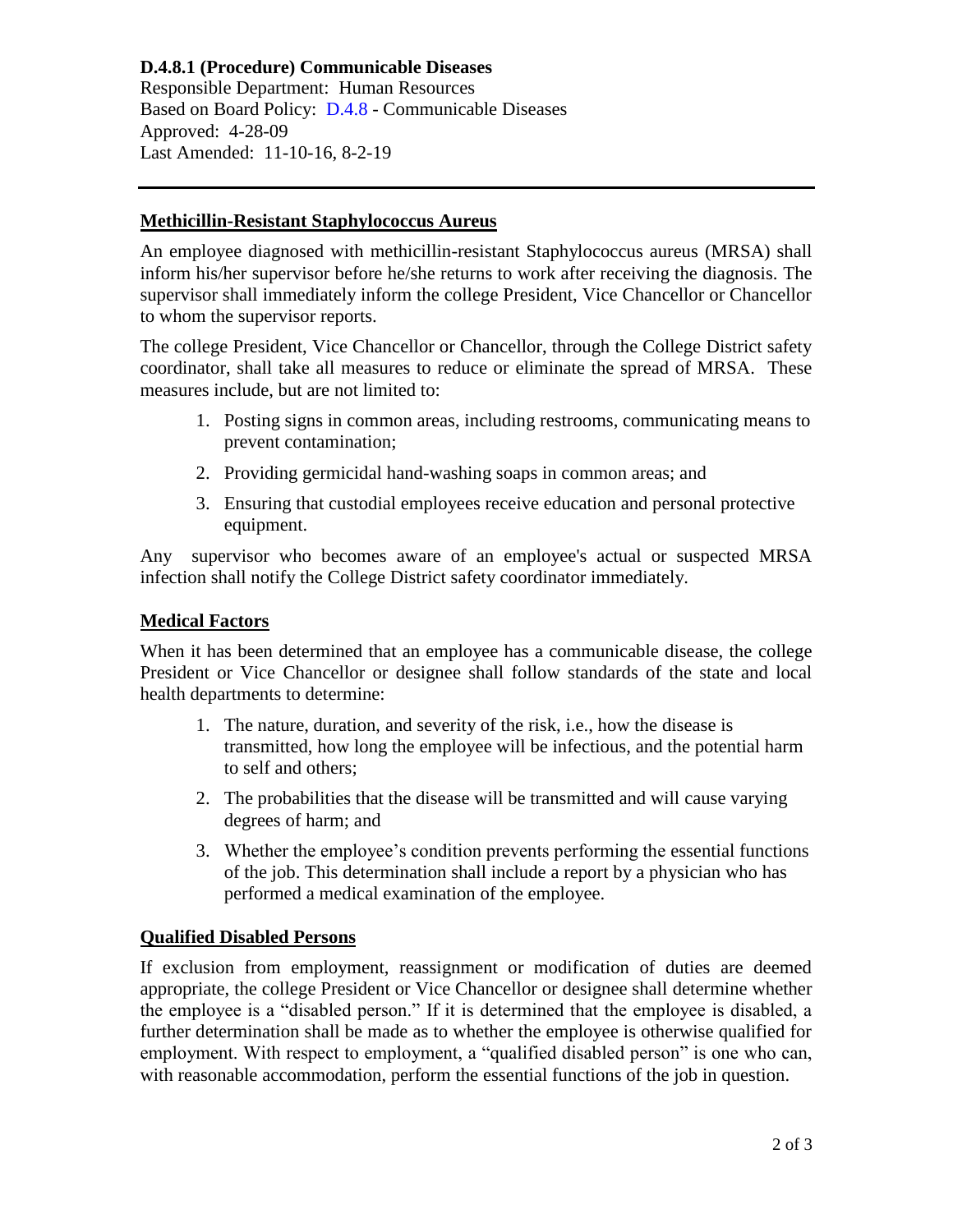**D.4.8.1 (Procedure) Communicable Diseases**
Responsible Department: Human Resources
Based on Board Policy: D.4.8 - Communicable Diseases
Approved: 4-28-09
Last Amended: 11-10-16, 8-2-19

---

## Methicillin-Resistant Staphylococcus Aureus

An employee diagnosed with methicillin-resistant Staphylococcus aureus (MRSA) shall inform his/her supervisor before he/she returns to work after receiving the diagnosis. The supervisor shall immediately inform the college President, Vice Chancellor or Chancellor to whom the supervisor reports.

The college President, Vice Chancellor or Chancellor, through the College District safety coordinator, shall take all measures to reduce or eliminate the spread of MRSA. These measures include, but are not limited to:

1. Posting signs in common areas, including restrooms, communicating means to prevent contamination;
2. Providing germicidal hand-washing soaps in common areas; and
3. Ensuring that custodial employees receive education and personal protective equipment.

Any supervisor who becomes aware of an employee's actual or suspected MRSA infection shall notify the College District safety coordinator immediately.

## Medical Factors

When it has been determined that an employee has a communicable disease, the college President or Vice Chancellor or designee shall follow standards of the state and local health departments to determine:

1. The nature, duration, and severity of the risk, i.e., how the disease is transmitted, how long the employee will be infectious, and the potential harm to self and others;
2. The probabilities that the disease will be transmitted and will cause varying degrees of harm; and
3. Whether the employee's condition prevents performing the essential functions of the job. This determination shall include a report by a physician who has performed a medical examination of the employee.

## Qualified Disabled Persons

If exclusion from employment, reassignment or modification of duties are deemed appropriate, the college President or Vice Chancellor or designee shall determine whether the employee is a "disabled person." If it is determined that the employee is disabled, a further determination shall be made as to whether the employee is otherwise qualified for employment. With respect to employment, a "qualified disabled person" is one who can, with reasonable accommodation, perform the essential functions of the job in question.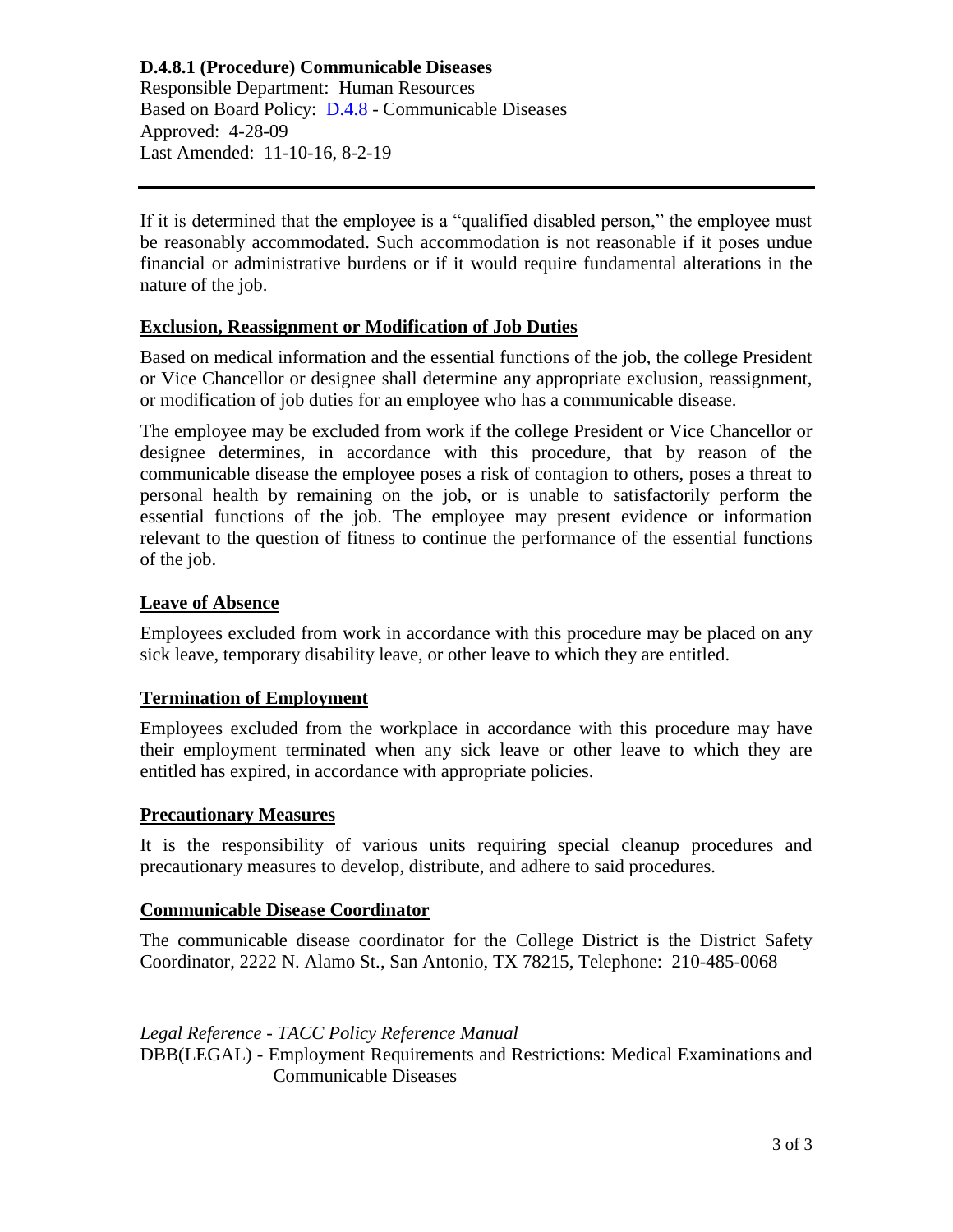**D.4.8.1 (Procedure) Communicable Diseases**
Responsible Department: Human Resources
Based on Board Policy: D.4.8 - Communicable Diseases
Approved: 4-28-09
Last Amended: 11-10-16, 8-2-19

---

If it is determined that the employee is a "qualified disabled person," the employee must be reasonably accommodated. Such accommodation is not reasonable if it poses undue financial or administrative burdens or if it would require fundamental alterations in the nature of the job.

## Exclusion, Reassignment or Modification of Job Duties

Based on medical information and the essential functions of the job, the college President or Vice Chancellor or designee shall determine any appropriate exclusion, reassignment, or modification of job duties for an employee who has a communicable disease.

The employee may be excluded from work if the college President or Vice Chancellor or designee determines, in accordance with this procedure, that by reason of the communicable disease the employee poses a risk of contagion to others, poses a threat to personal health by remaining on the job, or is unable to satisfactorily perform the essential functions of the job. The employee may present evidence or information relevant to the question of fitness to continue the performance of the essential functions of the job.

## Leave of Absence

Employees excluded from work in accordance with this procedure may be placed on any sick leave, temporary disability leave, or other leave to which they are entitled.

## Termination of Employment

Employees excluded from the workplace in accordance with this procedure may have their employment terminated when any sick leave or other leave to which they are entitled has expired, in accordance with appropriate policies.

## Precautionary Measures

It is the responsibility of various units requiring special cleanup procedures and precautionary measures to develop, distribute, and adhere to said procedures.

## Communicable Disease Coordinator

The communicable disease coordinator for the College District is the District Safety Coordinator, 2222 N. Alamo St., San Antonio, TX 78215, Telephone: 210-485-0068

*Legal Reference - TACC Policy Reference Manual*
DBB(LEGAL) - Employment Requirements and Restrictions: Medical Examinations and Communicable Diseases